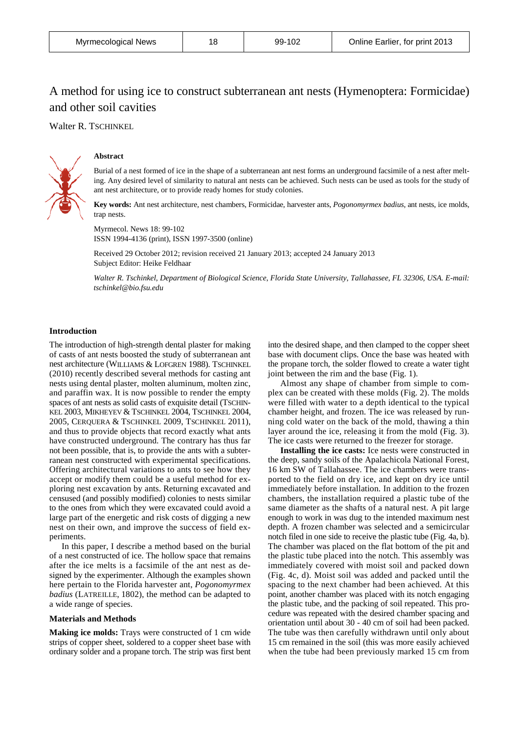# A method for using ice to construct subterranean ant nests (Hymenoptera: Formicidae) and other soil cavities

Walter R. TSCHINKEL

## Abstract

Burial of a nest formed of ice in the shape of a subterranean ant nest forms an underground facsimile of a nest after melting. Any desired level of similarity to natural ant nests can be achieved. Such nests can be used as tools for the study of ant nest architecture, or to provide ready homes for study colonies.

**Key words:** Ant nest architecture, nest chambers, Formicidae, harvester ants, *Pogonomyrmex badius*, ant nests, ice molds, trap nests.

Myrmecol. News 18: 99-102
ISSN 1994-4136 (print), ISSN 1997-3500 (online)

Received 29 October 2012; revision received 21 January 2013; accepted 24 January 2013
Subject Editor: Heike Feldhaar

*Walter R. Tschinkel, Department of Biological Science, Florida State University, Tallahassee, FL 32306, USA. E-mail: tschinkel@bio.fsu.edu*

## Introduction

The introduction of high-strength dental plaster for making of casts of ant nests boosted the study of subterranean ant nest architecture (WILLIAMS & LOFGREN 1988). TSCHINKEL (2010) recently described several methods for casting ant nests using dental plaster, molten aluminum, molten zinc, and paraffin wax. It is now possible to render the empty spaces of ant nests as solid casts of exquisite detail (TSCHINKEL 2003, MIKHEYEV & TSCHINKEL 2004, TSCHINKEL 2004, 2005, CERQUERA & TSCHINKEL 2009, TSCHINKEL 2011), and thus to provide objects that record exactly what ants have constructed underground. The contrary has thus far not been possible, that is, to provide the ants with a subterranean nest constructed with experimental specifications. Offering architectural variations to ants to see how they accept or modify them could be a useful method for exploring nest excavation by ants. Returning excavated and censused (and possibly modified) colonies to nests similar to the ones from which they were excavated could avoid a large part of the energetic and risk costs of digging a new nest on their own, and improve the success of field experiments.

In this paper, I describe a method based on the burial of a nest constructed of ice. The hollow space that remains after the ice melts is a facsimile of the ant nest as designed by the experimenter. Although the examples shown here pertain to the Florida harvester ant, *Pogonomyrmex badius* (LATREILLE, 1802), the method can be adapted to a wide range of species.

## Materials and Methods

**Making ice molds:** Trays were constructed of 1 cm wide strips of copper sheet, soldered to a copper sheet base with ordinary solder and a propane torch. The strip was first bent into the desired shape, and then clamped to the copper sheet base with document clips. Once the base was heated with the propane torch, the solder flowed to create a water tight joint between the rim and the base (Fig. 1).

Almost any shape of chamber from simple to complex can be created with these molds (Fig. 2). The molds were filled with water to a depth identical to the typical chamber height, and frozen. The ice was released by running cold water on the back of the mold, thawing a thin layer around the ice, releasing it from the mold (Fig. 3). The ice casts were returned to the freezer for storage.

**Installing the ice casts:** Ice nests were constructed in the deep, sandy soils of the Apalachicola National Forest, 16 km SW of Tallahassee. The ice chambers were transported to the field on dry ice, and kept on dry ice until immediately before installation. In addition to the frozen chambers, the installation required a plastic tube of the same diameter as the shafts of a natural nest. A pit large enough to work in was dug to the intended maximum nest depth. A frozen chamber was selected and a semicircular notch filed in one side to receive the plastic tube (Fig. 4a, b). The chamber was placed on the flat bottom of the pit and the plastic tube placed into the notch. This assembly was immediately covered with moist soil and packed down (Fig. 4c, d). Moist soil was added and packed until the spacing to the next chamber had been achieved. At this point, another chamber was placed with its notch engaging the plastic tube, and the packing of soil repeated. This procedure was repeated with the desired chamber spacing and orientation until about 30 - 40 cm of soil had been packed. The tube was then carefully withdrawn until only about 15 cm remained in the soil (this was more easily achieved when the tube had been previously marked 15 cm from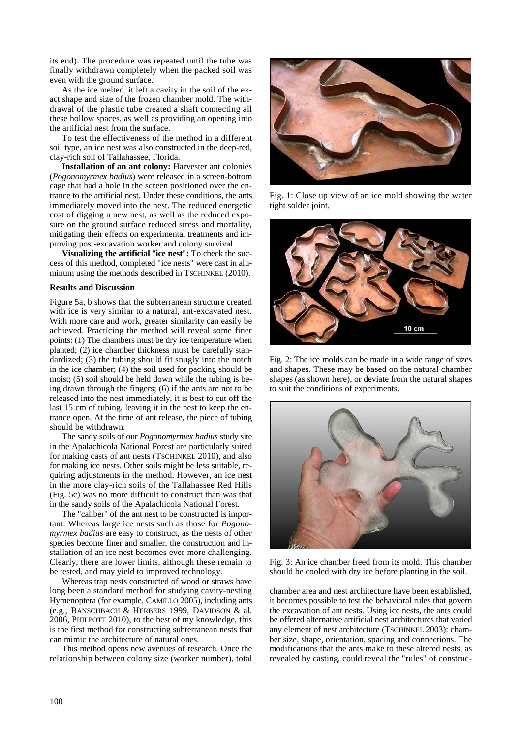its end). The procedure was repeated until the tube was finally withdrawn completely when the packed soil was even with the ground surface.

As the ice melted, it left a cavity in the soil of the exact shape and size of the frozen chamber mold. The withdrawal of the plastic tube created a shaft connecting all these hollow spaces, as well as providing an opening into the artificial nest from the surface.

To test the effectiveness of the method in a different soil type, an ice nest was also constructed in the deep-red, clay-rich soil of Tallahassee, Florida.

**Installation of an ant colony:** Harvester ant colonies (*Pogonomyrmex badius*) were released in a screen-bottom cage that had a hole in the screen positioned over the entrance to the artificial nest. Under these conditions, the ants immediately moved into the nest. The reduced energetic cost of digging a new nest, as well as the reduced exposure on the ground surface reduced stress and mortality, mitigating their effects on experimental treatments and improving post-excavation worker and colony survival.

**Visualizing the artificial "ice nest":** To check the success of this method, completed "ice nests" were cast in aluminum using the methods described in TSCHINKEL (2010).

### Results and Discussion

Figure 5a, b shows that the subterranean structure created with ice is very similar to a natural, ant-excavated nest. With more care and work, greater similarity can easily be achieved. Practicing the method will reveal some finer points: (1) The chambers must be dry ice temperature when planted; (2) ice chamber thickness must be carefully standardized; (3) the tubing should fit snugly into the notch in the ice chamber; (4) the soil used for packing should be moist; (5) soil should be held down while the tubing is being drawn through the fingers; (6) if the ants are not to be released into the nest immediately, it is best to cut off the last 15 cm of tubing, leaving it in the nest to keep the entrance open. At the time of ant release, the piece of tubing should be withdrawn.

The sandy soils of our *Pogonomyrmex badius* study site in the Apalachicola National Forest are particularly suited for making casts of ant nests (TSCHINKEL 2010), and also for making ice nests. Other soils might be less suitable, requiring adjustments in the method. However, an ice nest in the more clay-rich soils of the Tallahassee Red Hills (Fig. 5c) was no more difficult to construct than was that in the sandy soils of the Apalachicola National Forest.

The "caliber" of the ant nest to be constructed is important. Whereas large ice nests such as those for *Pogonomyrmex badius* are easy to construct, as the nests of other species become finer and smaller, the construction and installation of an ice nest becomes ever more challenging. Clearly, there are lower limits, although these remain to be tested, and may yield to improved technology.

Whereas trap nests constructed of wood or straws have long been a standard method for studying cavity-nesting Hymenoptera (for example, CAMILLO 2005), including ants (e.g., BANSCHBACH & HERBERS 1999, DAVIDSON & al. 2006, PHILPOTT 2010), to the best of my knowledge, this is the first method for constructing subterranean nests that can mimic the architecture of natural ones.

This method opens new avenues of research. Once the relationship between colony size (worker number), total chamber area and nest architecture have been established, it becomes possible to test the behavioral rules that govern the excavation of ant nests. Using ice nests, the ants could be offered alternative artificial nest architectures that varied any element of nest architecture (TSCHINKEL 2003): chamber size, shape, orientation, spacing and connections. The modifications that the ants make to these altered nests, as revealed by casting, could reveal the "rules" of construc-

Fig. 1: Close up view of an ice mold showing the water tight solder joint.

Fig. 2: The ice molds can be made in a wide range of sizes and shapes. These may be based on the natural chamber shapes (as shown here), or deviate from the natural shapes to suit the conditions of experiments.

Fig. 3: An ice chamber freed from its mold. This chamber should be cooled with dry ice before planting in the soil.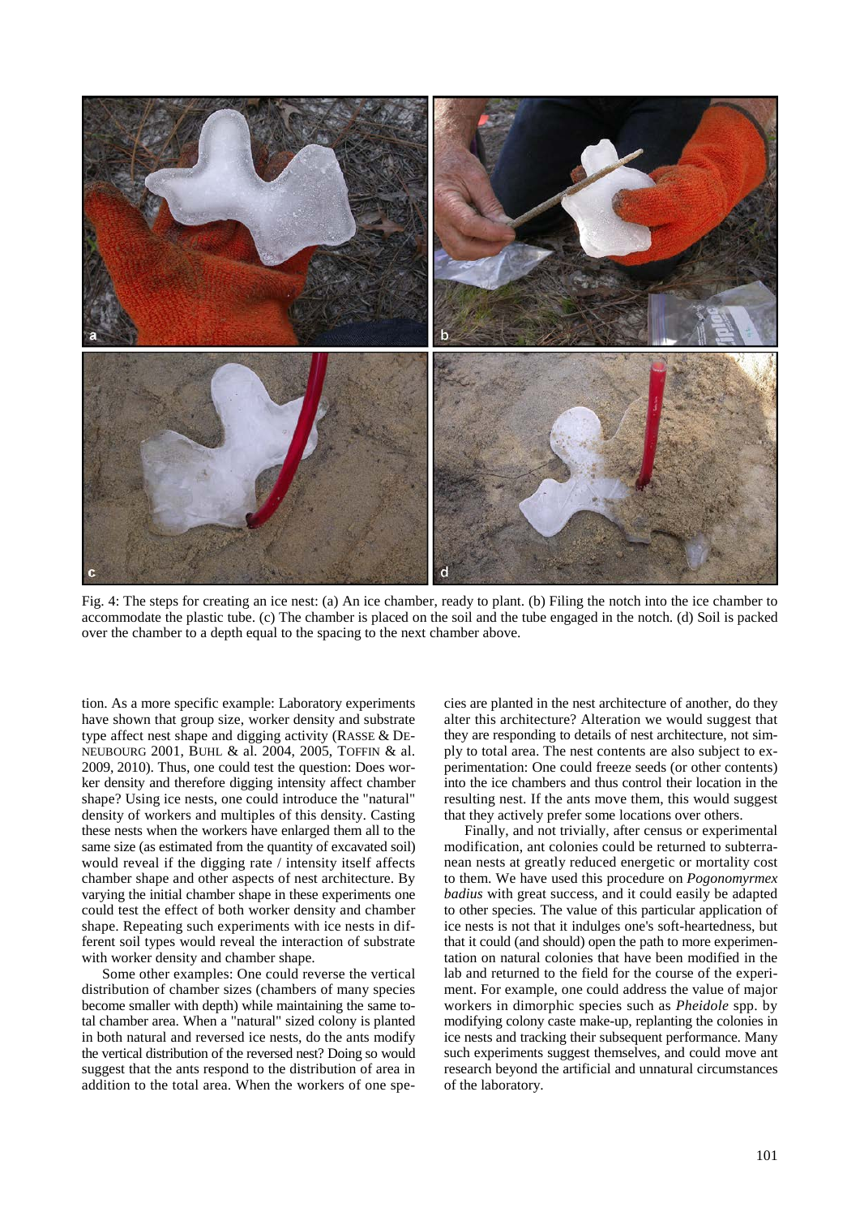Fig. 4: The steps for creating an ice nest: (a) An ice chamber, ready to plant. (b) Filing the notch into the ice chamber to accommodate the plastic tube. (c) The chamber is placed on the soil and the tube engaged in the notch. (d) Soil is packed over the chamber to a depth equal to the spacing to the next chamber above.

tion. As a more specific example: Laboratory experiments have shown that group size, worker density and substrate type affect nest shape and digging activity (RASSE & DENEUBOURG 2001, BUHL & al. 2004, 2005, TOFFIN & al. 2009, 2010). Thus, one could test the question: Does worker density and therefore digging intensity affect chamber shape? Using ice nests, one could introduce the "natural" density of workers and multiples of this density. Casting these nests when the workers have enlarged them all to the same size (as estimated from the quantity of excavated soil) would reveal if the digging rate / intensity itself affects chamber shape and other aspects of nest architecture. By varying the initial chamber shape in these experiments one could test the effect of both worker density and chamber shape. Repeating such experiments with ice nests in different soil types would reveal the interaction of substrate with worker density and chamber shape.

Some other examples: One could reverse the vertical distribution of chamber sizes (chambers of many species become smaller with depth) while maintaining the same total chamber area. When a "natural" sized colony is planted in both natural and reversed ice nests, do the ants modify the vertical distribution of the reversed nest? Doing so would suggest that the ants respond to the distribution of area in addition to the total area. When the workers of one species are planted in the nest architecture of another, do they alter this architecture? Alteration we would suggest that they are responding to details of nest architecture, not simply to total area. The nest contents are also subject to experimentation: One could freeze seeds (or other contents) into the ice chambers and thus control their location in the resulting nest. If the ants move them, this would suggest that they actively prefer some locations over others.

Finally, and not trivially, after census or experimental modification, ant colonies could be returned to subterranean nests at greatly reduced energetic or mortality cost to them. We have used this procedure on *Pogonomyrmex badius* with great success, and it could easily be adapted to other species. The value of this particular application of ice nests is not that it indulges one's soft-heartedness, but that it could (and should) open the path to more experimentation on natural colonies that have been modified in the lab and returned to the field for the course of the experiment. For example, one could address the value of major workers in dimorphic species such as *Pheidole* spp. by modifying colony caste make-up, replanting the colonies in ice nests and tracking their subsequent performance. Many such experiments suggest themselves, and could move ant research beyond the artificial and unnatural circumstances of the laboratory.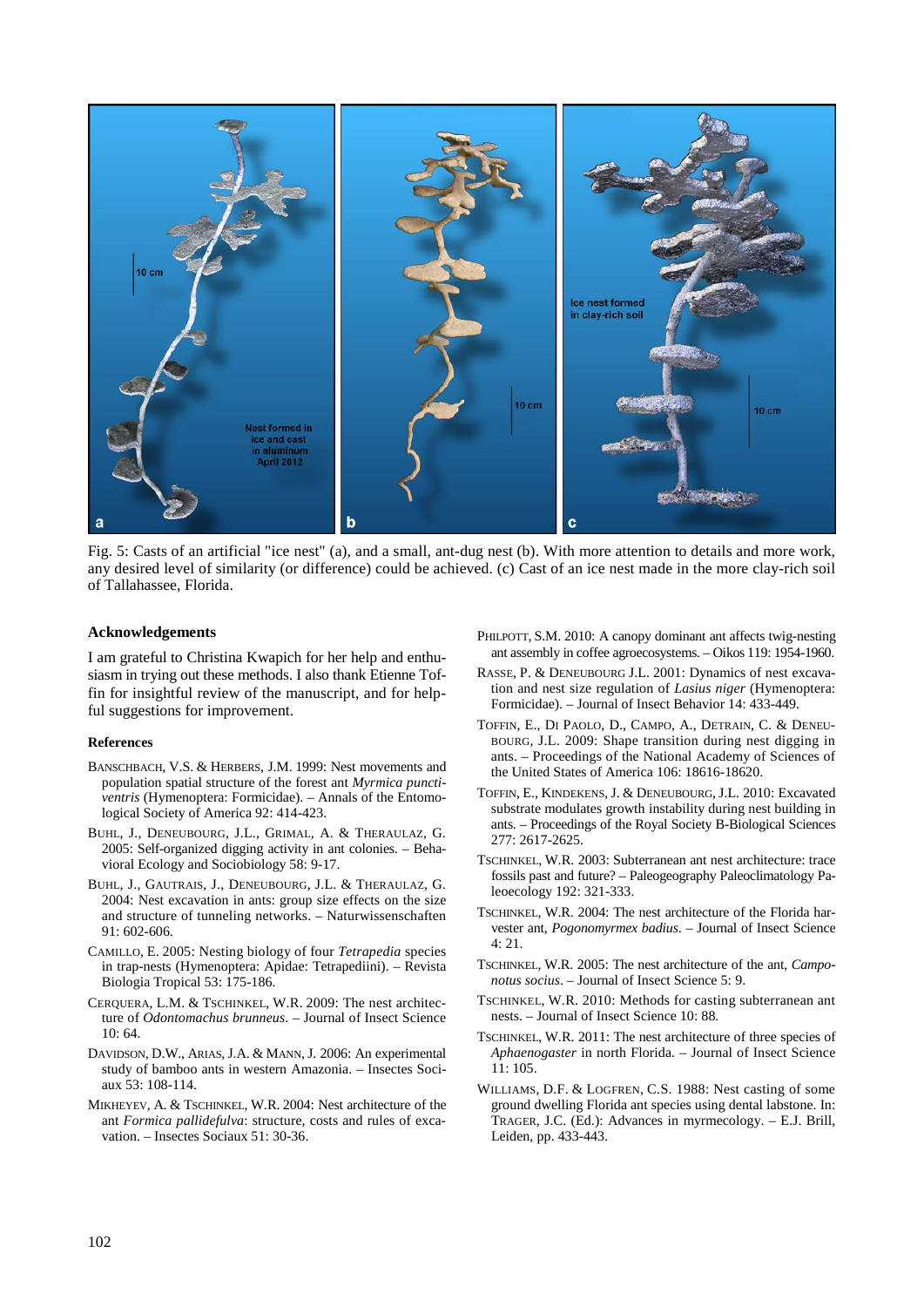10 cm

Nest formed in ice and cast in aluminum April 2012

a

10 cm

b

Ice nest formed in clay-rich soil

10 cm

c

Fig. 5: Casts of an artificial "ice nest" (a), and a small, ant-dug nest (b). With more attention to details and more work, any desired level of similarity (or difference) could be achieved. (c) Cast of an ice nest made in the more clay-rich soil of Tallahassee, Florida.

## Acknowledgements

I am grateful to Christina Kwapich for her help and enthusiasm in trying out these methods. I also thank Etienne Toffin for insightful review of the manuscript, and for helpful suggestions for improvement.

## References

BANSCHBACH, V.S. & HERBERS, J.M. 1999: Nest movements and population spatial structure of the forest ant *Myrmica punctiventris* (Hymenoptera: Formicidae). – Annals of the Entomological Society of America 92: 414-423.

BUHL, J., DENEUBOURG, J.L., GRIMAL, A. & THERAULAZ, G. 2005: Self-organized digging activity in ant colonies. – Behavioral Ecology and Sociobiology 58: 9-17.

BUHL, J., GAUTRAIS, J., DENEUBOURG, J.L. & THERAULAZ, G. 2004: Nest excavation in ants: group size effects on the size and structure of tunneling networks. – Naturwissenschaften 91: 602-606.

CAMILLO, E. 2005: Nesting biology of four *Tetrapedia* species in trap-nests (Hymenoptera: Apidae: Tetrapediini). – Revista Biologia Tropical 53: 175-186.

CERQUERA, L.M. & TSCHINKEL, W.R. 2009: The nest architecture of *Odontomachus brunneus*. – Journal of Insect Science 10: 64.

DAVIDSON, D.W., ARIAS, J.A. & MANN, J. 2006: An experimental study of bamboo ants in western Amazonia. – Insectes Sociaux 53: 108-114.

MIKHEYEV, A. & TSCHINKEL, W.R. 2004: Nest architecture of the ant *Formica pallidefulva*: structure, costs and rules of excavation. – Insectes Sociaux 51: 30-36.

PHILPOTT, S.M. 2010: A canopy dominant ant affects twig-nesting ant assembly in coffee agroecosystems. – Oikos 119: 1954-1960.

RASSE, P. & DENEUBOURG J.L. 2001: Dynamics of nest excavation and nest size regulation of *Lasius niger* (Hymenoptera: Formicidae). – Journal of Insect Behavior 14: 433-449.

TOFFIN, E., DI PAOLO, D., CAMPO, A., DETRAIN, C. & DENEUBOURG, J.L. 2009: Shape transition during nest digging in ants. – Proceedings of the National Academy of Sciences of the United States of America 106: 18616-18620.

TOFFIN, E., KINDEKENS, J. & DENEUBOURG, J.L. 2010: Excavated substrate modulates growth instability during nest building in ants. – Proceedings of the Royal Society B-Biological Sciences 277: 2617-2625.

TSCHINKEL, W.R. 2003: Subterranean ant nest architecture: trace fossils past and future? – Paleogeography Paleoclimatology Paleoecology 192: 321-333.

TSCHINKEL, W.R. 2004: The nest architecture of the Florida harvester ant, *Pogonomyrmex badius*. – Journal of Insect Science 4: 21.

TSCHINKEL, W.R. 2005: The nest architecture of the ant, *Camponotus socius*. – Journal of Insect Science 5: 9.

TSCHINKEL, W.R. 2010: Methods for casting subterranean ant nests. – Journal of Insect Science 10: 88.

TSCHINKEL, W.R. 2011: The nest architecture of three species of *Aphaenogaster* in north Florida. – Journal of Insect Science 11: 105.

WILLIAMS, D.F. & LOGFREN, C.S. 1988: Nest casting of some ground dwelling Florida ant species using dental labstone. In: TRAGER, J.C. (Ed.): Advances in myrmecology. – E.J. Brill, Leiden, pp. 433-443.